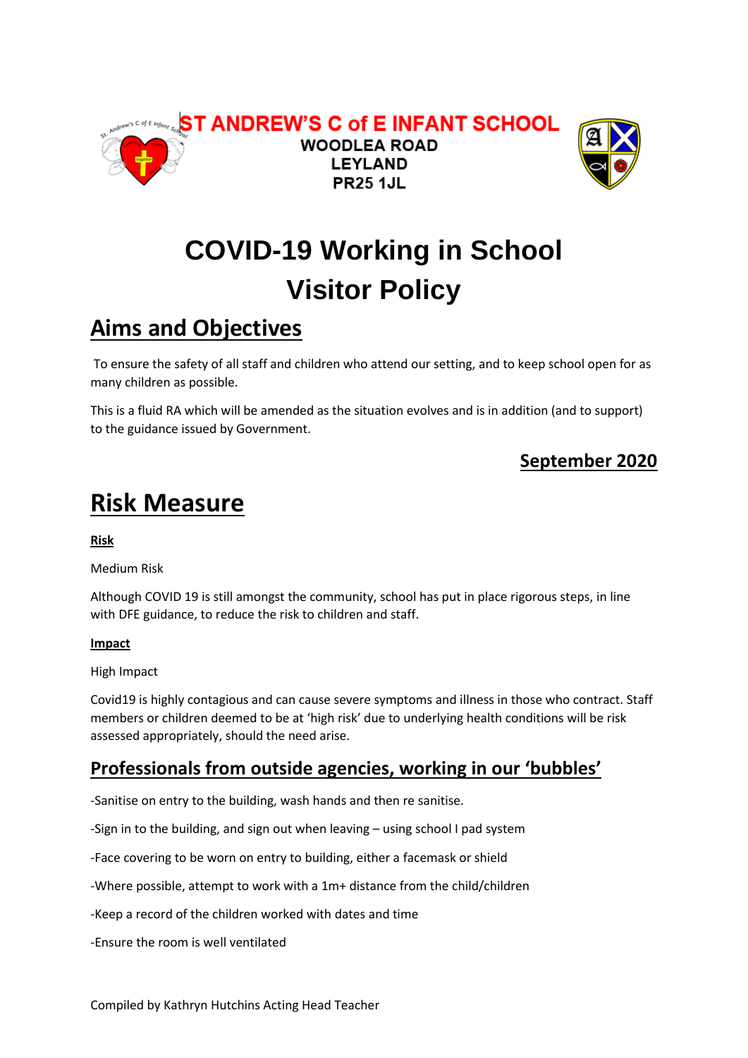**ST ANDREW'S C of E INFANT SCHOOL**
**WOODLEA ROAD**
**LEYLAND**
**PR25 1JL**

# COVID-19 Working in School Visitor Policy

## Aims and Objectives

To ensure the safety of all staff and children who attend our setting, and to keep school open for as many children as possible.

This is a fluid RA which will be amended as the situation evolves and is in addition (and to support) to the guidance issued by Government.

**September 2020**

## Risk Measure

**Risk**

Medium Risk

Although COVID 19 is still amongst the community, school has put in place rigorous steps, in line with DFE guidance, to reduce the risk to children and staff.

**Impact**

High Impact

Covid19 is highly contagious and can cause severe symptoms and illness in those who contract. Staff members or children deemed to be at 'high risk' due to underlying health conditions will be risk assessed appropriately, should the need arise.

### Professionals from outside agencies, working in our 'bubbles'

-Sanitise on entry to the building, wash hands and then re sanitise.

-Sign in to the building, and sign out when leaving – using school I pad system

-Face covering to be worn on entry to building, either a facemask or shield

-Where possible, attempt to work with a 1m+ distance from the child/children

-Keep a record of the children worked with dates and time

-Ensure the room is well ventilated

Compiled by Kathryn Hutchins Acting Head Teacher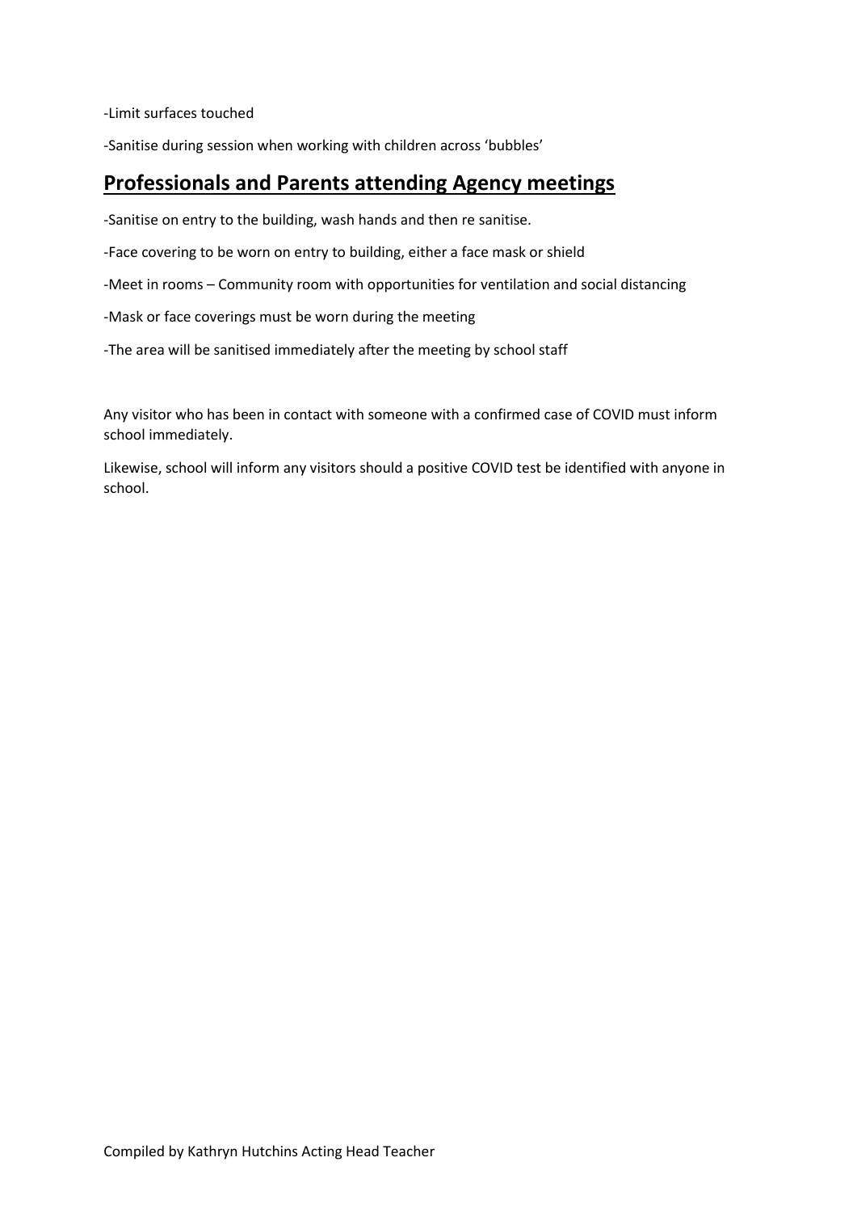-Limit surfaces touched

-Sanitise during session when working with children across 'bubbles'

## **Professionals and Parents attending Agency meetings**

-Sanitise on entry to the building, wash hands and then re sanitise.

-Face covering to be worn on entry to building, either a face mask or shield

-Meet in rooms – Community room with opportunities for ventilation and social distancing

-Mask or face coverings must be worn during the meeting

-The area will be sanitised immediately after the meeting by school staff

Any visitor who has been in contact with someone with a confirmed case of COVID must inform school immediately.

Likewise, school will inform any visitors should a positive COVID test be identified with anyone in school.

Compiled by Kathryn Hutchins Acting Head Teacher